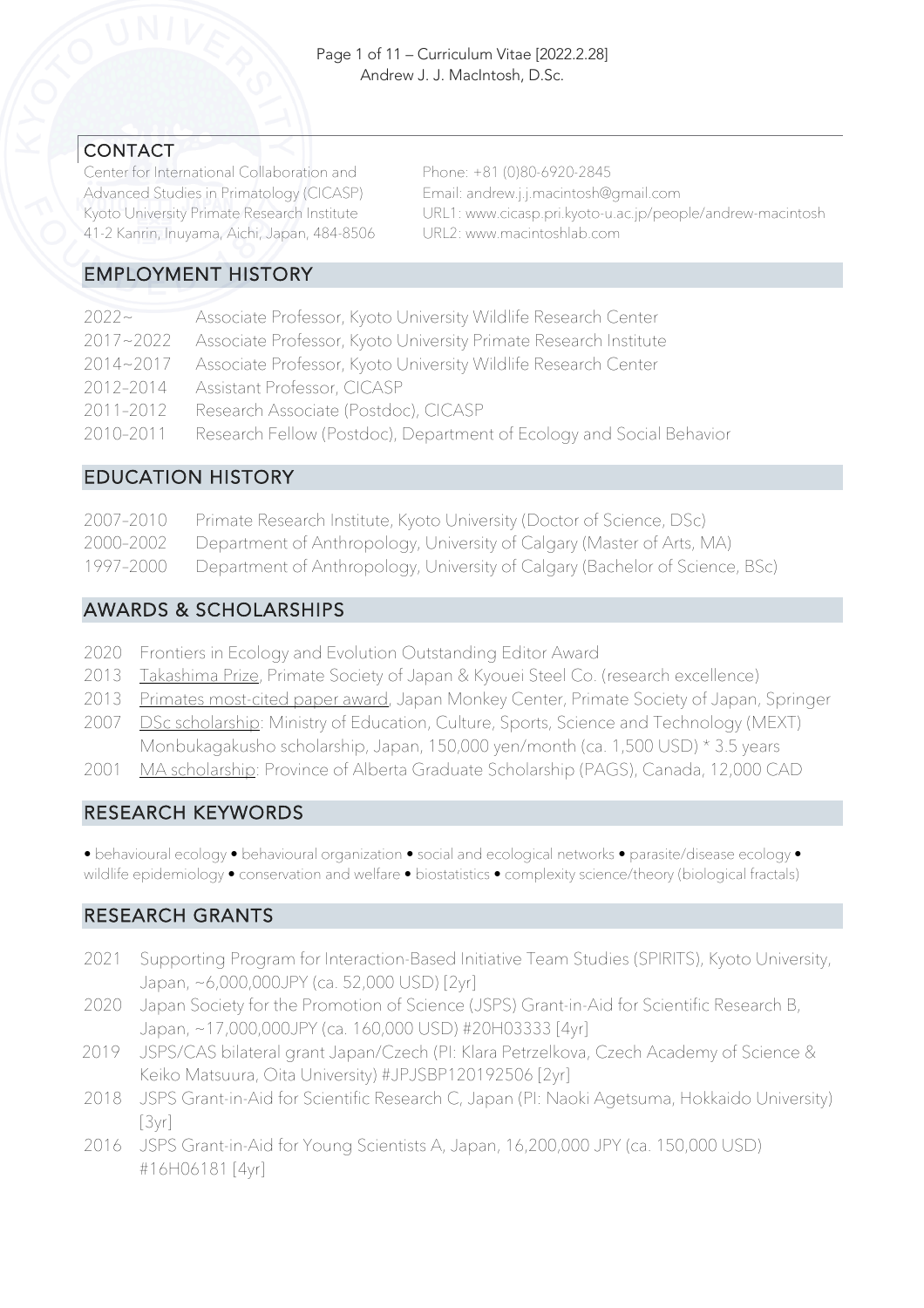## CONTACT

Center for International Collaboration and Advanced Studies in Primatology (CICASP)
Kyoto University Primate Research Institute
41-2 Kanrin, Inuyama, Aichi, Japan, 484-8506

Phone: +81 (0)80-6920-2845
Email: andrew.j.j.macintosh@gmail.com
URL1: www.cicasp.pri.kyoto-u.ac.jp/people/andrew-macintosh
URL2: www.macintoshlab.com

## EMPLOYMENT HISTORY

- 2022~ Associate Professor, Kyoto University Wildlife Research Center
- 2017~2022 Associate Professor, Kyoto University Primate Research Institute
- 2014~2017 Associate Professor, Kyoto University Wildlife Research Center
- 2012–2014 Assistant Professor, CICASP
- 2011–2012 Research Associate (Postdoc), CICASP
- 2010–2011 Research Fellow (Postdoc), Department of Ecology and Social Behavior

## EDUCATION HISTORY

- 2007–2010 Primate Research Institute, Kyoto University (Doctor of Science, DSc)
- 2000–2002 Department of Anthropology, University of Calgary (Master of Arts, MA)
- 1997–2000 Department of Anthropology, University of Calgary (Bachelor of Science, BSc)

## AWARDS & SCHOLARSHIPS

- 2020 Frontiers in Ecology and Evolution Outstanding Editor Award
- 2013 Takashima Prize, Primate Society of Japan & Kyouei Steel Co. (research excellence)
- 2013 Primates most-cited paper award, Japan Monkey Center, Primate Society of Japan, Springer
- 2007 DSc scholarship: Ministry of Education, Culture, Sports, Science and Technology (MEXT) Monbukagakusho scholarship, Japan, 150,000 yen/month (ca. 1,500 USD) * 3.5 years
- 2001 MA scholarship: Province of Alberta Graduate Scholarship (PAGS), Canada, 12,000 CAD

## RESEARCH KEYWORDS

• behavioural ecology • behavioural organization • social and ecological networks • parasite/disease ecology • wildlife epidemiology • conservation and welfare • biostatistics • complexity science/theory (biological fractals)

## RESEARCH GRANTS

- 2021 Supporting Program for Interaction-Based Initiative Team Studies (SPIRITS), Kyoto University, Japan, ~6,000,000JPY (ca. 52,000 USD) [2yr]
- 2020 Japan Society for the Promotion of Science (JSPS) Grant-in-Aid for Scientific Research B, Japan, ~17,000,000JPY (ca. 160,000 USD) #20H03333 [4yr]
- 2019 JSPS/CAS bilateral grant Japan/Czech (PI: Klara Petrzelkova, Czech Academy of Science & Keiko Matsuura, Oita University) #JPJSBP120192506 [2yr]
- 2018 JSPS Grant-in-Aid for Scientific Research C, Japan (PI: Naoki Agetsuma, Hokkaido University) [3yr]
- 2016 JSPS Grant-in-Aid for Young Scientists A, Japan, 16,200,000 JPY (ca. 150,000 USD) #16H06181 [4yr]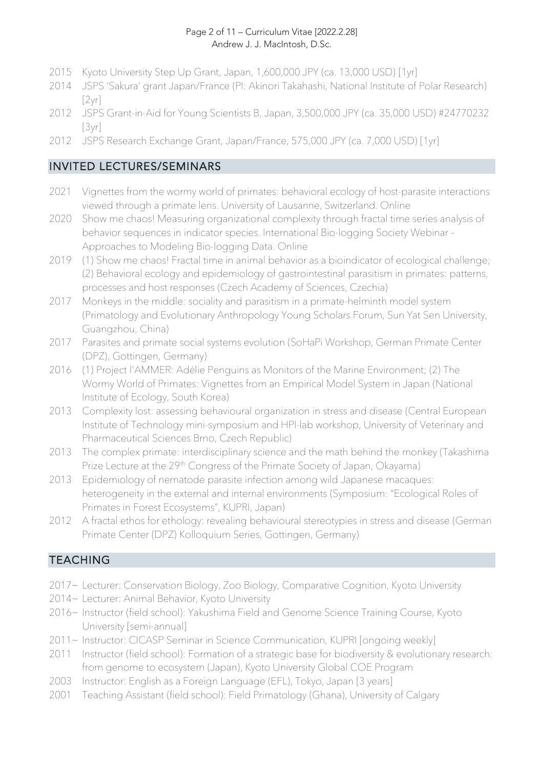2015 Kyoto University Step Up Grant, Japan, 1,600,000 JPY (ca. 13,000 USD) [1yr]

2014 JSPS 'Sakura' grant Japan/France (PI: Akinori Takahashi, National Institute of Polar Research) [2yr]

2012 JSPS Grant-in-Aid for Young Scientists B, Japan, 3,500,000 JPY (ca. 35,000 USD) #24770232 [3yr]

2012 JSPS Research Exchange Grant, Japan/France, 575,000 JPY (ca. 7,000 USD) [1yr]

## INVITED LECTURES/SEMINARS

2021 Vignettes from the wormy world of primates: behavioral ecology of host-parasite interactions viewed through a primate lens. University of Lausanne, Switzerland. Online

2020 Show me chaos! Measuring organizational complexity through fractal time series analysis of behavior sequences in indicator species. International Bio-logging Society Webinar – Approaches to Modeling Bio-logging Data. Online

2019 (1) Show me chaos! Fractal time in animal behavior as a bioindicator of ecological challenge; (2) Behavioral ecology and epidemiology of gastrointestinal parasitism in primates: patterns, processes and host responses (Czech Academy of Sciences, Czechia)

2017 Monkeys in the middle: sociality and parasitism in a primate-helminth model system (Primatology and Evolutionary Anthropology Young Scholars Forum, Sun Yat Sen University, Guangzhou, China)

2017 Parasites and primate social systems evolution (SoHaPi Workshop, German Primate Center (DPZ), Gottingen, Germany)

2016 (1) Project l'AMMER: Adélie Penguins as Monitors of the Marine Environment; (2) The Wormy World of Primates: Vignettes from an Empirical Model System in Japan (National Institute of Ecology, South Korea)

2013 Complexity lost: assessing behavioural organization in stress and disease (Central European Institute of Technology mini-symposium and HPI-lab workshop, University of Veterinary and Pharmaceutical Sciences Brno, Czech Republic)

2013 The complex primate: interdisciplinary science and the math behind the monkey (Takashima Prize Lecture at the 29th Congress of the Primate Society of Japan, Okayama)

2013 Epidemiology of nematode parasite infection among wild Japanese macaques: heterogeneity in the external and internal environments (Symposium: "Ecological Roles of Primates in Forest Ecosystems", KUPRI, Japan)

2012 A fractal ethos for ethology: revealing behavioural stereotypies in stress and disease (German Primate Center (DPZ) Kolloquium Series, Gottingen, Germany)

## TEACHING

2017~ Lecturer: Conservation Biology, Zoo Biology, Comparative Cognition, Kyoto University

2014~ Lecturer: Animal Behavior, Kyoto University

2016~ Instructor (field school): Yakushima Field and Genome Science Training Course, Kyoto University [semi-annual]

2011~ Instructor: CICASP Seminar in Science Communication, KUPRI [ongoing weekly]

2011 Instructor (field school): Formation of a strategic base for biodiversity & evolutionary research: from genome to ecosystem (Japan), Kyoto University Global COE Program

2003 Instructor: English as a Foreign Language (EFL), Tokyo, Japan [3 years]

2001 Teaching Assistant (field school): Field Primatology (Ghana), University of Calgary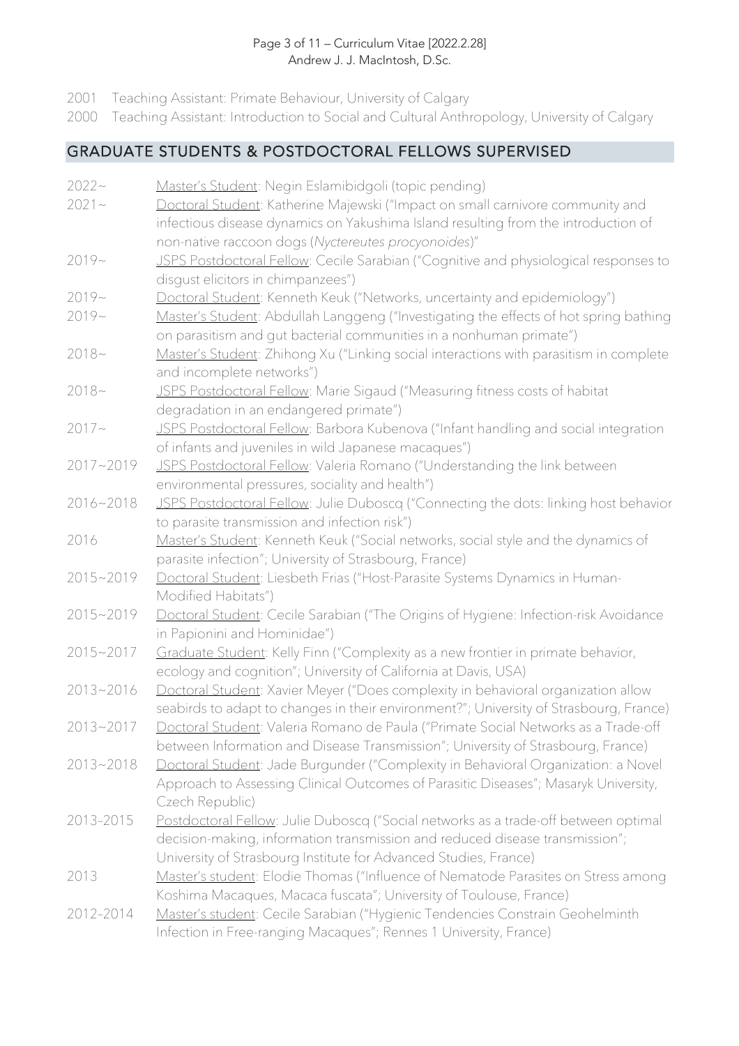2001 Teaching Assistant: Primate Behaviour, University of Calgary

2000 Teaching Assistant: Introduction to Social and Cultural Anthropology, University of Calgary

## GRADUATE STUDENTS & POSTDOCTORAL FELLOWS SUPERVISED

2022~ Master's Student: Negin Eslamibidgoli (topic pending)

2021~ Doctoral Student: Katherine Majewski ("Impact on small carnivore community and infectious disease dynamics on Yakushima Island resulting from the introduction of non-native raccoon dogs (*Nyctereutes procyonoides*)"

2019~ JSPS Postdoctoral Fellow: Cecile Sarabian ("Cognitive and physiological responses to disgust elicitors in chimpanzees")

2019~ Doctoral Student: Kenneth Keuk ("Networks, uncertainty and epidemiology")

2019~ Master's Student: Abdullah Langgeng ("Investigating the effects of hot spring bathing on parasitism and gut bacterial communities in a nonhuman primate")

2018~ Master's Student: Zhihong Xu ("Linking social interactions with parasitism in complete and incomplete networks")

2018~ JSPS Postdoctoral Fellow: Marie Sigaud ("Measuring fitness costs of habitat degradation in an endangered primate")

2017~ JSPS Postdoctoral Fellow: Barbora Kubenova ("Infant handling and social integration of infants and juveniles in wild Japanese macaques")

2017~2019 JSPS Postdoctoral Fellow: Valeria Romano ("Understanding the link between environmental pressures, sociality and health")

2016~2018 JSPS Postdoctoral Fellow: Julie Duboscq ("Connecting the dots: linking host behavior to parasite transmission and infection risk")

2016 Master's Student: Kenneth Keuk ("Social networks, social style and the dynamics of parasite infection"; University of Strasbourg, France)

2015~2019 Doctoral Student: Liesbeth Frias ("Host-Parasite Systems Dynamics in Human-Modified Habitats")

2015~2019 Doctoral Student: Cecile Sarabian ("The Origins of Hygiene: Infection-risk Avoidance in Papionini and Hominidae")

2015~2017 Graduate Student: Kelly Finn ("Complexity as a new frontier in primate behavior, ecology and cognition"; University of California at Davis, USA)

2013~2016 Doctoral Student: Xavier Meyer ("Does complexity in behavioral organization allow seabirds to adapt to changes in their environment?"; University of Strasbourg, France)

2013~2017 Doctoral Student: Valeria Romano de Paula ("Primate Social Networks as a Trade-off between Information and Disease Transmission"; University of Strasbourg, France)

2013~2018 Doctoral Student: Jade Burgunder ("Complexity in Behavioral Organization: a Novel Approach to Assessing Clinical Outcomes of Parasitic Diseases"; Masaryk University, Czech Republic)

2013–2015 Postdoctoral Fellow: Julie Duboscq ("Social networks as a trade-off between optimal decision-making, information transmission and reduced disease transmission"; University of Strasbourg Institute for Advanced Studies, France)

2013 Master's student: Elodie Thomas ("Influence of Nematode Parasites on Stress among Koshima Macaques, Macaca fuscata"; University of Toulouse, France)

2012–2014 Master's student: Cecile Sarabian ("Hygienic Tendencies Constrain Geohelminth Infection in Free-ranging Macaques"; Rennes 1 University, France)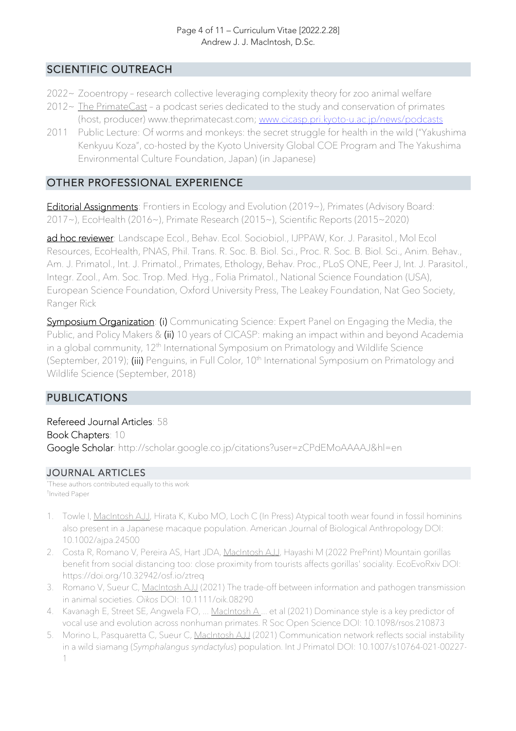## SCIENTIFIC OUTREACH

- 2022~ Zooentropy – research collective leveraging complexity theory for zoo animal welfare
- 2012~ The PrimateCast – a podcast series dedicated to the study and conservation of primates (host, producer) www.theprimatecast.com; www.cicasp.pri.kyoto-u.ac.jp/news/podcasts
- 2011 Public Lecture: Of worms and monkeys: the secret struggle for health in the wild ("Yakushima Kenkyuu Koza", co-hosted by the Kyoto University Global COE Program and The Yakushima Environmental Culture Foundation, Japan) (in Japanese)

## OTHER PROFESSIONAL EXPERIENCE

Editorial Assignments: Frontiers in Ecology and Evolution (2019~), Primates (Advisory Board: 2017~), EcoHealth (2016~), Primate Research (2015~), Scientific Reports (2015~2020)

ad hoc reviewer: Landscape Ecol., Behav. Ecol. Sociobiol., IJPPAW, Kor. J. Parasitol., Mol Ecol Resources, EcoHealth, PNAS, Phil. Trans. R. Soc. B. Biol. Sci., Proc. R. Soc. B. Biol. Sci., Anim. Behav., Am. J. Primatol., Int. J. Primatol., Primates, Ethology, Behav. Proc., PLoS ONE, Peer J, Int. J. Parasitol., Integr. Zool., Am. Soc. Trop. Med. Hyg., Folia Primatol., National Science Foundation (USA), European Science Foundation, Oxford University Press, The Leakey Foundation, Nat Geo Society, Ranger Rick

Symposium Organization: (i) Communicating Science: Expert Panel on Engaging the Media, the Public, and Policy Makers & (ii) 10 years of CICASP: making an impact within and beyond Academia in a global community, 12th International Symposium on Primatology and Wildlife Science (September, 2019); (iii) Penguins, in Full Color, 10th International Symposium on Primatology and Wildlife Science (September, 2018)

## PUBLICATIONS

Refereed Journal Articles: 58
Book Chapters: 10
Google Scholar: http://scholar.google.co.jp/citations?user=zCPdEMoAAAAJ&hl=en

### JOURNAL ARTICLES

*These authors contributed equally to this work
†Invited Paper

1. Towle I, MacIntosh AJJ, Hirata K, Kubo MO, Loch C (In Press) Atypical tooth wear found in fossil hominins also present in a Japanese macaque population. American Journal of Biological Anthropology DOI: 10.1002/ajpa.24500
2. Costa R, Romano V, Pereira AS, Hart JDA, MacIntosh AJJ, Hayashi M (2022 PrePrint) Mountain gorillas benefit from social distancing too: close proximity from tourists affects gorillas' sociality. EcoEvoRxiv DOI: https://doi.org/10.32942/osf.io/ztreq
3. Romano V, Sueur C, MacIntosh AJJ (2021) The trade-off between information and pathogen transmission in animal societies. *Oikos* DOI: 10.1111/oik.08290
4. Kavanagh E, Street SE, Angwela FO, ... MacIntosh A ... et al (2021) Dominance style is a key predictor of vocal use and evolution across nonhuman primates. R Soc Open Science DOI: 10.1098/rsos.210873
5. Morino L, Pasquaretta C, Sueur C, MacIntosh AJJ (2021) Communication network reflects social instability in a wild siamang (*Symphalangus syndactylus*) population. Int J Primatol DOI: 10.1007/s10764-021-00227-1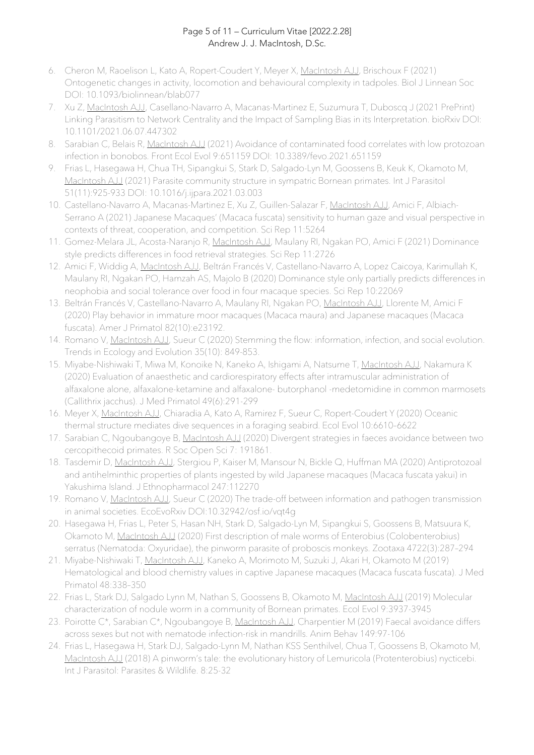6. Cheron M, Raoelison L, Kato A, Ropert-Coudert Y, Meyer X, MacIntosh AJJ, Brischoux F (2021) Ontogenetic changes in activity, locomotion and behavioural complexity in tadpoles. Biol J Linnean Soc DOI: 10.1093/biolinnean/blab077
7. Xu Z, MacIntosh AJJ, Casellano-Navarro A, Macanas-Martinez E, Suzumura T, Duboscq J (2021 PrePrint) Linking Parasitism to Network Centrality and the Impact of Sampling Bias in its Interpretation. bioRxiv DOI: 10.1101/2021.06.07.447302
8. Sarabian C, Belais R, MacIntosh AJJ (2021) Avoidance of contaminated food correlates with low protozoan infection in bonobos. Front Ecol Evol 9:651159 DOI: 10.3389/fevo.2021.651159
9. Frias L, Hasegawa H, Chua TH, Sipangkui S, Stark D, Salgado-Lyn M, Goossens B, Keuk K, Okamoto M, MacIntosh AJJ (2021) Parasite community structure in sympatric Bornean primates. Int J Parasitol 51(11):925-933 DOI: 10.1016/j.ijpara.2021.03.003
10. Castellano-Navarro A, Macanas-Martinez E, Xu Z, Guillen-Salazar F, MacIntosh AJJ, Amici F, Albiach-Serrano A (2021) Japanese Macaques' (Macaca fuscata) sensitivity to human gaze and visual perspective in contexts of threat, cooperation, and competition. Sci Rep 11:5264
11. Gomez-Melara JL, Acosta-Naranjo R, MacIntosh AJJ, Maulany RI, Ngakan PO, Amici F (2021) Dominance style predicts differences in food retrieval strategies. Sci Rep 11:2726
12. Amici F, Widdig A, MacIntosh AJJ, Beltrán Francés V, Castellano-Navarro A, Lopez Caicoya, Karimullah K, Maulany RI, Ngakan PO, Hamzah AS, Majolo B (2020) Dominance style only partially predicts differences in neophobia and social tolerance over food in four macaque species. Sci Rep 10:22069
13. Beltrán Francés V, Castellano-Navarro A, Maulany RI, Ngakan PO, MacIntosh AJJ, Llorente M, Amici F (2020) Play behavior in immature moor macaques (Macaca maura) and Japanese macaques (Macaca fuscata). Amer J Primatol 82(10):e23192.
14. Romano V, MacIntosh AJJ, Sueur C (2020) Stemming the flow: information, infection, and social evolution. Trends in Ecology and Evolution 35(10): 849-853.
15. Miyabe-Nishiwaki T, Miwa M, Konoike N, Kaneko A, Ishigami A, Natsume T, MacIntosh AJJ, Nakamura K (2020) Evaluation of anaesthetic and cardiorespiratory effects after intramuscular administration of alfaxalone alone, alfaxalone-ketamine and alfaxalone- butorphanol -medetomidine in common marmosets (Callithrix jacchus). J Med Primatol 49(6):291-299
16. Meyer X, MacIntosh AJJ, Chiaradia A, Kato A, Ramirez F, Sueur C, Ropert-Coudert Y (2020) Oceanic thermal structure mediates dive sequences in a foraging seabird. Ecol Evol 10:6610–6622
17. Sarabian C, Ngoubangoye B, MacIntosh AJJ (2020) Divergent strategies in faeces avoidance between two cercopithecoid primates. R Soc Open Sci 7: 191861.
18. Tasdemir D, MacIntosh AJJ, Stergiou P, Kaiser M, Mansour N, Bickle Q, Huffman MA (2020) Antiprotozoal and antihelminthic properties of plants ingested by wild Japanese macaques (Macaca fuscata yakui) in Yakushima Island. J Ethnopharmacol 247:112270
19. Romano V, MacIntosh AJJ, Sueur C (2020) The trade-off between information and pathogen transmission in animal societies. EcoEvoRxiv DOI:10.32942/osf.io/vqt4g
20. Hasegawa H, Frias L, Peter S, Hasan NH, Stark D, Salgado-Lyn M, Sipangkui S, Goossens B, Matsuura K, Okamoto M, MacIntosh AJJ (2020) First description of male worms of Enterobius (Colobenterobius) serratus (Nematoda: Oxyuridae), the pinworm parasite of proboscis monkeys. Zootaxa 4722(3):287–294
21. Miyabe-Nishiwaki T, MacIntosh AJJ, Kaneko A, Morimoto M, Suzuki J, Akari H, Okamoto M (2019) Hematological and blood chemistry values in captive Japanese macaques (Macaca fuscata fuscata). J Med Primatol 48:338–350
22. Frias L, Stark DJ, Salgado Lynn M, Nathan S, Goossens B, Okamoto M, MacIntosh AJJ (2019) Molecular characterization of nodule worm in a community of Bornean primates. Ecol Evol 9:3937-3945
23. Poirotte C*, Sarabian C*, Ngoubangoye B, MacIntosh AJJ, Charpentier M (2019) Faecal avoidance differs across sexes but not with nematode infection-risk in mandrills. Anim Behav 149:97-106
24. Frias L, Hasegawa H, Stark DJ, Salgado-Lynn M, Nathan KSS Senthilvel, Chua T, Goossens B, Okamoto M, MacIntosh AJJ (2018) A pinworm's tale: the evolutionary history of Lemuricola (Protenterobius) nycticebi. Int J Parasitol: Parasites & Wildlife. 8:25-32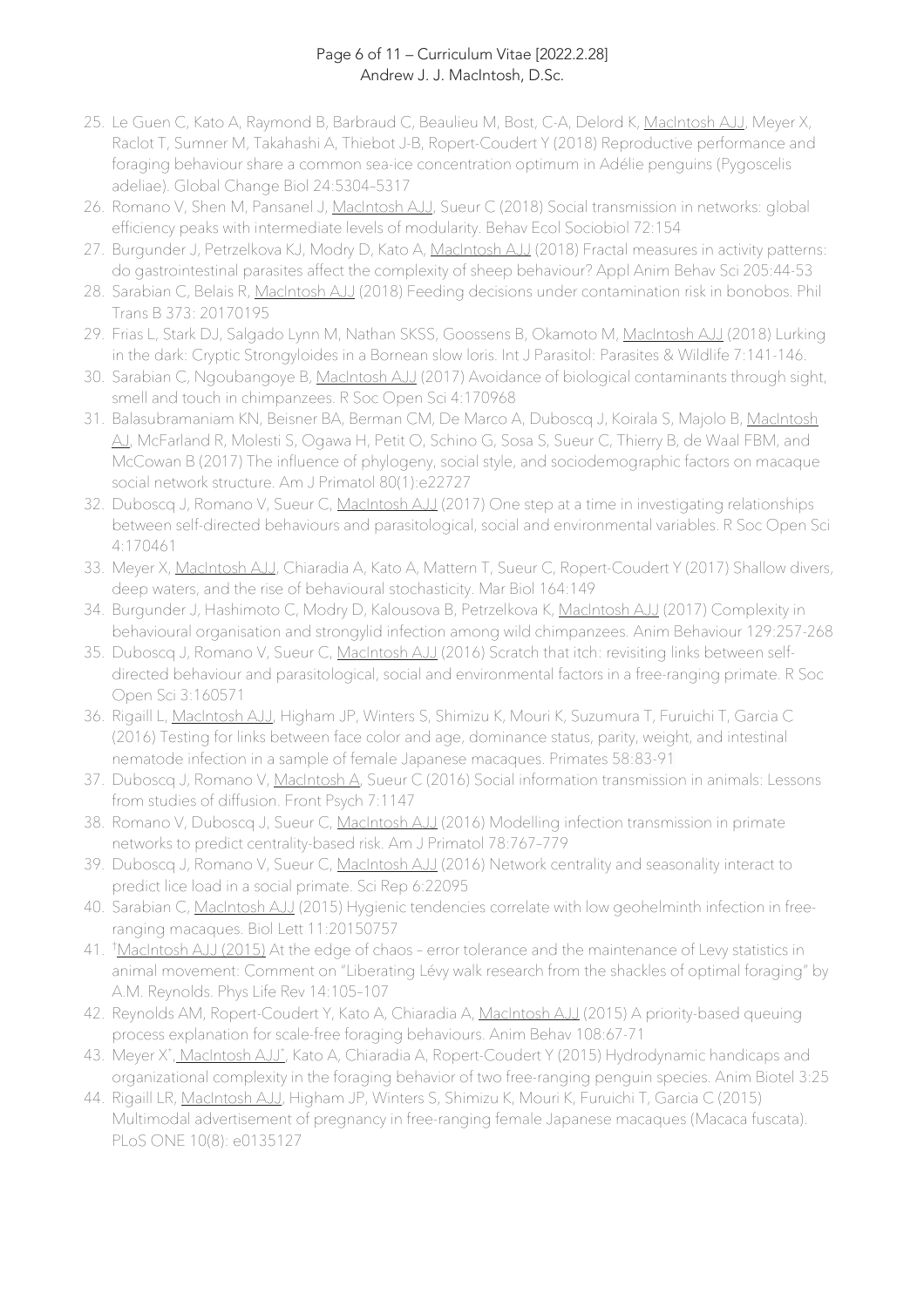25. Le Guen C, Kato A, Raymond B, Barbraud C, Beaulieu M, Bost, C-A, Delord K, MacIntosh AJJ, Meyer X, Raclot T, Sumner M, Takahashi A, Thiebot J-B, Ropert-Coudert Y (2018) Reproductive performance and foraging behaviour share a common sea-ice concentration optimum in Adélie penguins (Pygoscelis adeliae). Global Change Biol 24:5304–5317
26. Romano V, Shen M, Pansanel J, MacIntosh AJJ, Sueur C (2018) Social transmission in networks: global efficiency peaks with intermediate levels of modularity. Behav Ecol Sociobiol 72:154
27. Burgunder J, Petrzelkova KJ, Modry D, Kato A, MacIntosh AJJ (2018) Fractal measures in activity patterns: do gastrointestinal parasites affect the complexity of sheep behaviour? Appl Anim Behav Sci 205:44-53
28. Sarabian C, Belais R, MacIntosh AJJ (2018) Feeding decisions under contamination risk in bonobos. Phil Trans B 373: 20170195
29. Frias L, Stark DJ, Salgado Lynn M, Nathan SKSS, Goossens B, Okamoto M, MacIntosh AJJ (2018) Lurking in the dark: Cryptic Strongyloides in a Bornean slow loris. Int J Parasitol: Parasites & Wildlife 7:141-146.
30. Sarabian C, Ngoubangoye B, MacIntosh AJJ (2017) Avoidance of biological contaminants through sight, smell and touch in chimpanzees. R Soc Open Sci 4:170968
31. Balasubramaniam KN, Beisner BA, Berman CM, De Marco A, Duboscq J, Koirala S, Majolo B, MacIntosh AJ, McFarland R, Molesti S, Ogawa H, Petit O, Schino G, Sosa S, Sueur C, Thierry B, de Waal FBM, and McCowan B (2017) The influence of phylogeny, social style, and sociodemographic factors on macaque social network structure. Am J Primatol 80(1):e22727
32. Duboscq J, Romano V, Sueur C, MacIntosh AJJ (2017) One step at a time in investigating relationships between self-directed behaviours and parasitological, social and environmental variables. R Soc Open Sci 4:170461
33. Meyer X, MacIntosh AJJ, Chiaradia A, Kato A, Mattern T, Sueur C, Ropert-Coudert Y (2017) Shallow divers, deep waters, and the rise of behavioural stochasticity. Mar Biol 164:149
34. Burgunder J, Hashimoto C, Modry D, Kalousova B, Petrzelkova K, MacIntosh AJJ (2017) Complexity in behavioural organisation and strongylid infection among wild chimpanzees. Anim Behaviour 129:257-268
35. Duboscq J, Romano V, Sueur C, MacIntosh AJJ (2016) Scratch that itch: revisiting links between self-directed behaviour and parasitological, social and environmental factors in a free-ranging primate. R Soc Open Sci 3:160571
36. Rigaill L, MacIntosh AJJ, Higham JP, Winters S, Shimizu K, Mouri K, Suzumura T, Furuichi T, Garcia C (2016) Testing for links between face color and age, dominance status, parity, weight, and intestinal nematode infection in a sample of female Japanese macaques. Primates 58:83-91
37. Duboscq J, Romano V, MacIntosh A, Sueur C (2016) Social information transmission in animals: Lessons from studies of diffusion. Front Psych 7:1147
38. Romano V, Duboscq J, Sueur C, MacIntosh AJJ (2016) Modelling infection transmission in primate networks to predict centrality-based risk. Am J Primatol 78:767–779
39. Duboscq J, Romano V, Sueur C, MacIntosh AJJ (2016) Network centrality and seasonality interact to predict lice load in a social primate. Sci Rep 6:22095
40. Sarabian C, MacIntosh AJJ (2015) Hygienic tendencies correlate with low geohelminth infection in free-ranging macaques. Biol Lett 11:20150757
41. †MacIntosh AJJ (2015) At the edge of chaos – error tolerance and the maintenance of Levy statistics in animal movement: Comment on "Liberating Lévy walk research from the shackles of optimal foraging" by A.M. Reynolds. Phys Life Rev 14:105–107
42. Reynolds AM, Ropert-Coudert Y, Kato A, Chiaradia A, MacIntosh AJJ (2015) A priority-based queuing process explanation for scale-free foraging behaviours. Anim Behav 108:67-71
43. Meyer X*, MacIntosh AJJ*, Kato A, Chiaradia A, Ropert-Coudert Y (2015) Hydrodynamic handicaps and organizational complexity in the foraging behavior of two free-ranging penguin species. Anim Biotel 3:25
44. Rigaill LR, MacIntosh AJJ, Higham JP, Winters S, Shimizu K, Mouri K, Furuichi T, Garcia C (2015) Multimodal advertisement of pregnancy in free-ranging female Japanese macaques (Macaca fuscata). PLoS ONE 10(8): e0135127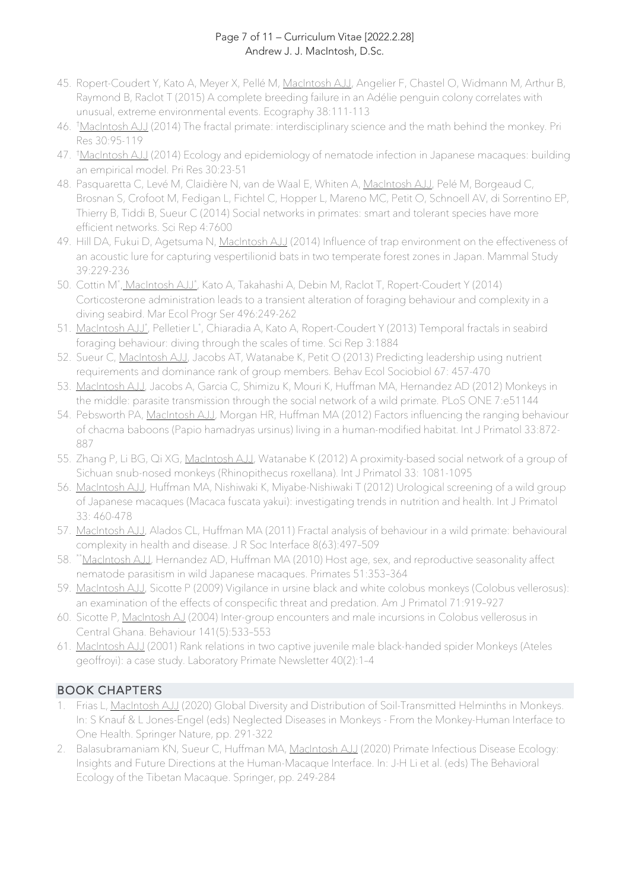45. Ropert-Coudert Y, Kato A, Meyer X, Pellé M, MacIntosh AJJ, Angelier F, Chastel O, Widmann M, Arthur B, Raymond B, Raclot T (2015) A complete breeding failure in an Adélie penguin colony correlates with unusual, extreme environmental events. Ecography 38:111-113
46. †MacIntosh AJJ (2014) The fractal primate: interdisciplinary science and the math behind the monkey. Pri Res 30:95-119
47. †MacIntosh AJJ (2014) Ecology and epidemiology of nematode infection in Japanese macaques: building an empirical model. Pri Res 30:23-51
48. Pasquaretta C, Levé M, Claidière N, van de Waal E, Whiten A, MacIntosh AJJ, Pelé M, Borgeaud C, Brosnan S, Crofoot M, Fedigan L, Fichtel C, Hopper L, Mareno MC, Petit O, Schnoell AV, di Sorrentino EP, Thierry B, Tiddi B, Sueur C (2014) Social networks in primates: smart and tolerant species have more efficient networks. Sci Rep 4:7600
49. Hill DA, Fukui D, Agetsuma N, MacIntosh AJJ (2014) Influence of trap environment on the effectiveness of an acoustic lure for capturing vespertilionid bats in two temperate forest zones in Japan. Mammal Study 39:229-236
50. Cottin M*, MacIntosh AJJ*, Kato A, Takahashi A, Debin M, Raclot T, Ropert-Coudert Y (2014) Corticosterone administration leads to a transient alteration of foraging behaviour and complexity in a diving seabird. Mar Ecol Progr Ser 496:249-262
51. MacIntosh AJJ*, Pelletier L*, Chiaradia A, Kato A, Ropert-Coudert Y (2013) Temporal fractals in seabird foraging behaviour: diving through the scales of time. Sci Rep 3:1884
52. Sueur C, MacIntosh AJJ, Jacobs AT, Watanabe K, Petit O (2013) Predicting leadership using nutrient requirements and dominance rank of group members. Behav Ecol Sociobiol 67: 457-470
53. MacIntosh AJJ, Jacobs A, Garcia C, Shimizu K, Mouri K, Huffman MA, Hernandez AD (2012) Monkeys in the middle: parasite transmission through the social network of a wild primate. PLoS ONE 7:e51144
54. Pebsworth PA, MacIntosh AJJ, Morgan HR, Huffman MA (2012) Factors influencing the ranging behaviour of chacma baboons (Papio hamadryas ursinus) living in a human-modified habitat. Int J Primatol 33:872-887
55. Zhang P, Li BG, Qi XG, MacIntosh AJJ, Watanabe K (2012) A proximity-based social network of a group of Sichuan snub-nosed monkeys (Rhinopithecus roxellana). Int J Primatol 33: 1081-1095
56. MacIntosh AJJ, Huffman MA, Nishiwaki K, Miyabe-Nishiwaki T (2012) Urological screening of a wild group of Japanese macaques (Macaca fuscata yakui): investigating trends in nutrition and health. Int J Primatol 33: 460-478
57. MacIntosh AJJ, Alados CL, Huffman MA (2011) Fractal analysis of behaviour in a wild primate: behavioural complexity in health and disease. J R Soc Interface 8(63):497–509
58. **MacIntosh AJJ, Hernandez AD, Huffman MA (2010) Host age, sex, and reproductive seasonality affect nematode parasitism in wild Japanese macaques. Primates 51:353–364
59. MacIntosh AJJ, Sicotte P (2009) Vigilance in ursine black and white colobus monkeys (Colobus vellerosus): an examination of the effects of conspecific threat and predation. Am J Primatol 71:919–927
60. Sicotte P, MacIntosh AJ (2004) Inter-group encounters and male incursions in Colobus vellerosus in Central Ghana. Behaviour 141(5):533–553
61. MacIntosh AJJ (2001) Rank relations in two captive juvenile male black-handed spider Monkeys (Ateles geoffroyi): a case study. Laboratory Primate Newsletter 40(2):1–4

## BOOK CHAPTERS

1. Frias L, MacIntosh AJJ (2020) Global Diversity and Distribution of Soil-Transmitted Helminths in Monkeys. In: S Knauf & L Jones-Engel (eds) Neglected Diseases in Monkeys - From the Monkey-Human Interface to One Health. Springer Nature, pp. 291-322
2. Balasubramaniam KN, Sueur C, Huffman MA, MacIntosh AJJ (2020) Primate Infectious Disease Ecology: Insights and Future Directions at the Human-Macaque Interface. In: J-H Li et al. (eds) The Behavioral Ecology of the Tibetan Macaque. Springer, pp. 249-284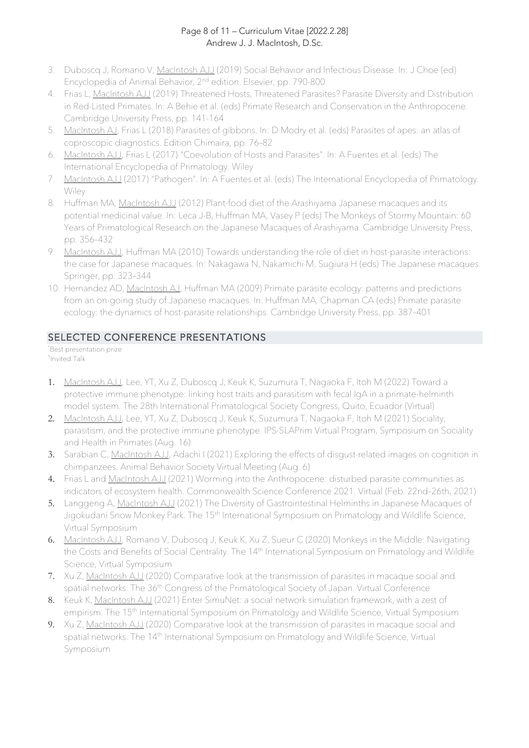3. Duboscq J, Romano V, MacIntosh AJJ (2019) Social Behavior and Infectious Disease. In: J Choe (ed) Encyclopedia of Animal Behavior, 2nd edition. Elsevier, pp. 790-800
4. Frias L, MacIntosh AJJ (2019) Threatened Hosts, Threatened Parasites? Parasite Diversity and Distribution in Red-Listed Primates. In: A Behie et al. (eds) Primate Research and Conservation in the Anthropocene. Cambridge University Press, pp. 141-164
5. MacIntosh AJ, Frias L (2018) Parasites of gibbons. In: D Modry et al. (eds) Parasites of apes: an atlas of coproscopic diagnostics. Edition Chimaira, pp. 76–82
6. MacIntosh AJJ, Frias L (2017) "Coevolution of Hosts and Parasites". In: A Fuentes et al. (eds) The International Encyclopedia of Primatology. Wiley
7. MacIntosh AJJ (2017) "Pathogen". In: A Fuentes et al. (eds) The International Encyclopedia of Primatology. Wiley
8. Huffman MA, MacIntosh AJJ (2012) Plant-food diet of the Arashiyama Japanese macaques and its potential medicinal value. In: Leca J-B, Huffman MA, Vasey P (eds) The Monkeys of Stormy Mountain: 60 Years of Primatological Research on the Japanese Macaques of Arashiyama. Cambridge University Press, pp. 356–432
9. MacIntosh AJJ, Huffman MA (2010) Towards understanding the role of diet in host-parasite interactions: the case for Japanese macaques. In: Nakagawa N, Nakamichi M, Sugiura H (eds) The Japanese macaques. Springer, pp. 323–344
10. Hernandez AD, MacIntosh AJ, Huffman MA (2009) Primate parasite ecology: patterns and predictions from an on-going study of Japanese macaques. In: Huffman MA, Chapman CA (eds) Primate parasite ecology: the dynamics of host-parasite relationships. Cambridge University Press, pp. 387–401

## SELECTED CONFERENCE PRESENTATIONS

*Best presentation prize
†Invited Talk

1. MacIntosh AJJ, Lee, YT, Xu Z, Duboscq J, Keuk K, Suzumura T, Nagaoka F, Itoh M (2022) Toward a protective immune phenotype: linking host traits and parasitism with fecal IgA in a primate-helminth model system. The 28th International Primatological Society Congress, Quito, Ecuador (Virtual)
2. MacIntosh AJJ, Lee, YT, Xu Z, Duboscq J, Keuk K, Suzumura T, Nagaoka F, Itoh M (2021) Sociality, parasitism, and the protective immune phenotype. IPS-SLAPrim Virtual Program, Symposium on Sociality and Health in Primates (Aug. 16)
3. Sarabian C, MacIntosh AJJ, Adachi I (2021) Exploring the effects of disgust-related images on cognition in chimpanzees. Animal Behavior Society Virtual Meeting (Aug. 6)
4. Frias L and MacIntosh AJJ (2021) Worming into the Anthropocene: disturbed parasite communities as indicators of ecosystem health. Commonwealth Science Conference 2021. Virtual (Feb. 22nd–26th, 2021)
5. Langgeng A, MacIntosh AJJ (2021) The Diversity of Gastrointestinal Helminths in Japanese Macaques of Jigokudani Snow Monkey Park. The 15th International Symposium on Primatology and Wildlife Science, Virtual Symposium
6. MacIntosh AJJ, Romano V, Duboscq J, Keuk K, Xu Z, Sueur C (2020) Monkeys in the Middle: Navigating the Costs and Benefits of Social Centrality. The 14th International Symposium on Primatology and Wildlife Science, Virtual Symposium
7. Xu Z, MacIntosh AJJ (2020) Comparative look at the transmission of parasites in macaque social and spatial networks. The 36th Congress of the Primatological Society of Japan. Virtual Conference
8. Keuk K, MacIntosh AJJ (2021) Enter SimuNet: a social network simulation framework, with a zest of empirism. The 15th International Symposium on Primatology and Wildlife Science, Virtual Symposium
9. Xu Z, MacIntosh AJJ (2020) Comparative look at the transmission of parasites in macaque social and spatial networks. The 14th International Symposium on Primatology and Wildlife Science, Virtual Symposium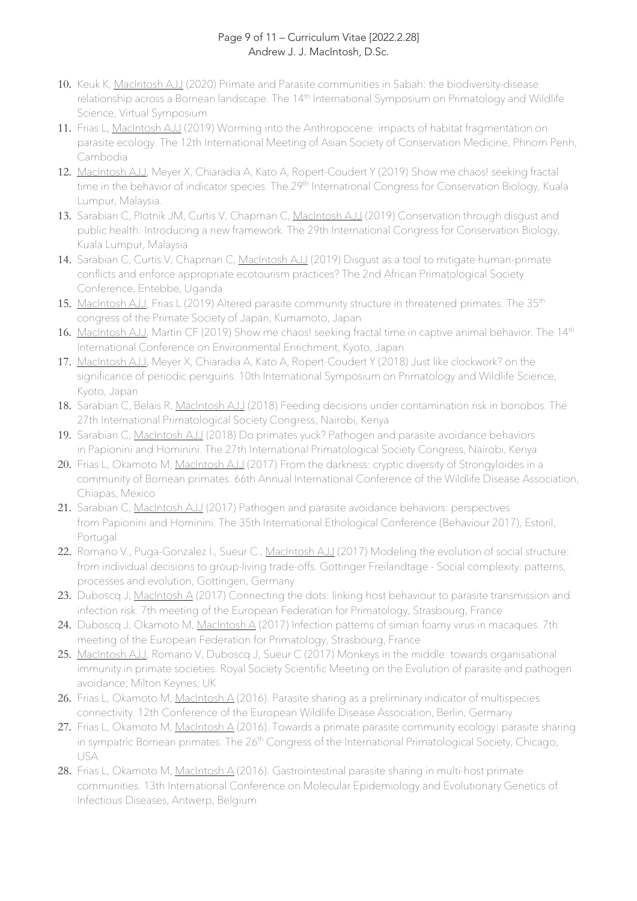10. Keuk K, MacIntosh AJJ (2020) Primate and Parasite communities in Sabah: the biodiversity-disease relationship across a Bornean landscape. The 14th International Symposium on Primatology and Wildlife Science, Virtual Symposium
11. Frias L, MacIntosh AJJ (2019) Worming into the Anthropocene: impacts of habitat fragmentation on parasite ecology. The 12th International Meeting of Asian Society of Conservation Medicine, Phnom Penh, Cambodia
12. MacIntosh AJJ, Meyer X, Chiaradia A, Kato A, Ropert-Coudert Y (2019) Show me chaos! seeking fractal time in the behavior of indicator species. The 29th International Congress for Conservation Biology, Kuala Lumpur, Malaysia.
13. Sarabian C, Plotnik JM, Curtis V, Chapman C, MacIntosh AJJ (2019) Conservation through disgust and public health: Introducing a new framework. The 29th International Congress for Conservation Biology, Kuala Lumpur, Malaysia
14. Sarabian C, Curtis V, Chapman C, MacIntosh AJJ (2019) Disgust as a tool to mitigate human-primate conflicts and enforce appropriate ecotourism practices? The 2nd African Primatological Society Conference, Entebbe, Uganda
15. MacIntosh AJJ, Frias L (2019) Altered parasite community structure in threatened primates. The 35th congress of the Primate Society of Japan, Kumamoto, Japan
16. MacIntosh AJJ, Martin CF (2019) Show me chaos! seeking fractal time in captive animal behavior. The 14th International Conference on Environmental Enrichment, Kyoto, Japan
17. MacIntosh AJJ, Meyer X, Chiaradia A, Kato A, Ropert-Coudert Y (2018) Just like clockwork? on the significance of periodic penguins. 10th International Symposium on Primatology and Wildlife Science, Kyoto, Japan
18. Sarabian C, Belais R, MacIntosh AJJ (2018) Feeding decisions under contamination risk in bonobos. The 27th International Primatological Society Congress, Nairobi, Kenya
19. Sarabian C, MacIntosh AJJ (2018) Do primates yuck? Pathogen and parasite avoidance behaviors in Papionini and Hominini. The 27th International Primatological Society Congress, Nairobi, Kenya
20. Frias L, Okamoto M, MacIntosh AJJ (2017) From the darkness: cryptic diversity of Strongyloides in a community of Bornean primates. 66th Annual International Conference of the Wildlife Disease Association, Chiapas, Mexico
21. Sarabian C, MacIntosh AJJ (2017) Pathogen and parasite avoidance behaviors: perspectives from Papionini and Hominini. The 35th International Ethological Conference (Behaviour 2017), Estoril, Portugal
22. Romano V., Puga-Gonzalez I., Sueur C., MacIntosh AJJ (2017) Modeling the evolution of social structure: from individual decisions to group-living trade-offs. Gottinger Freilandtage - Social complexity: patterns, processes and evolution, Gottingen, Germany
23. Duboscq J, MacIntosh A (2017) Connecting the dots: linking host behaviour to parasite transmission and infection risk. 7th meeting of the European Federation for Primatology, Strasbourg, France
24. Duboscq J, Okamoto M, MacIntosh A (2017) Infection patterns of simian foamy virus in macaques. 7th meeting of the European Federation for Primatology, Strasbourg, France
25. MacIntosh AJJ, Romano V, Duboscq J, Sueur C (2017) Monkeys in the middle: towards organisational immunity in primate societies. Royal Society Scientific Meeting on the Evolution of parasite and pathogen avoidance, Milton Keynes, UK
26. Frias L, Okamoto M, MacIntosh A (2016). Parasite sharing as a preliminary indicator of multispecies connectivity. 12th Conference of the European Wildlife Disease Association, Berlin, Germany
27. Frias L, Okamoto M, MacIntosh A (2016). Towards a primate parasite community ecology: parasite sharing in sympatric Bornean primates. The 26th Congress of the International Primatological Society, Chicago, USA
28. Frias L, Okamoto M, MacIntosh A (2016). Gastrointestinal parasite sharing in multi-host primate communities. 13th International Conference on Molecular Epidemiology and Evolutionary Genetics of Infectious Diseases, Antwerp, Belgium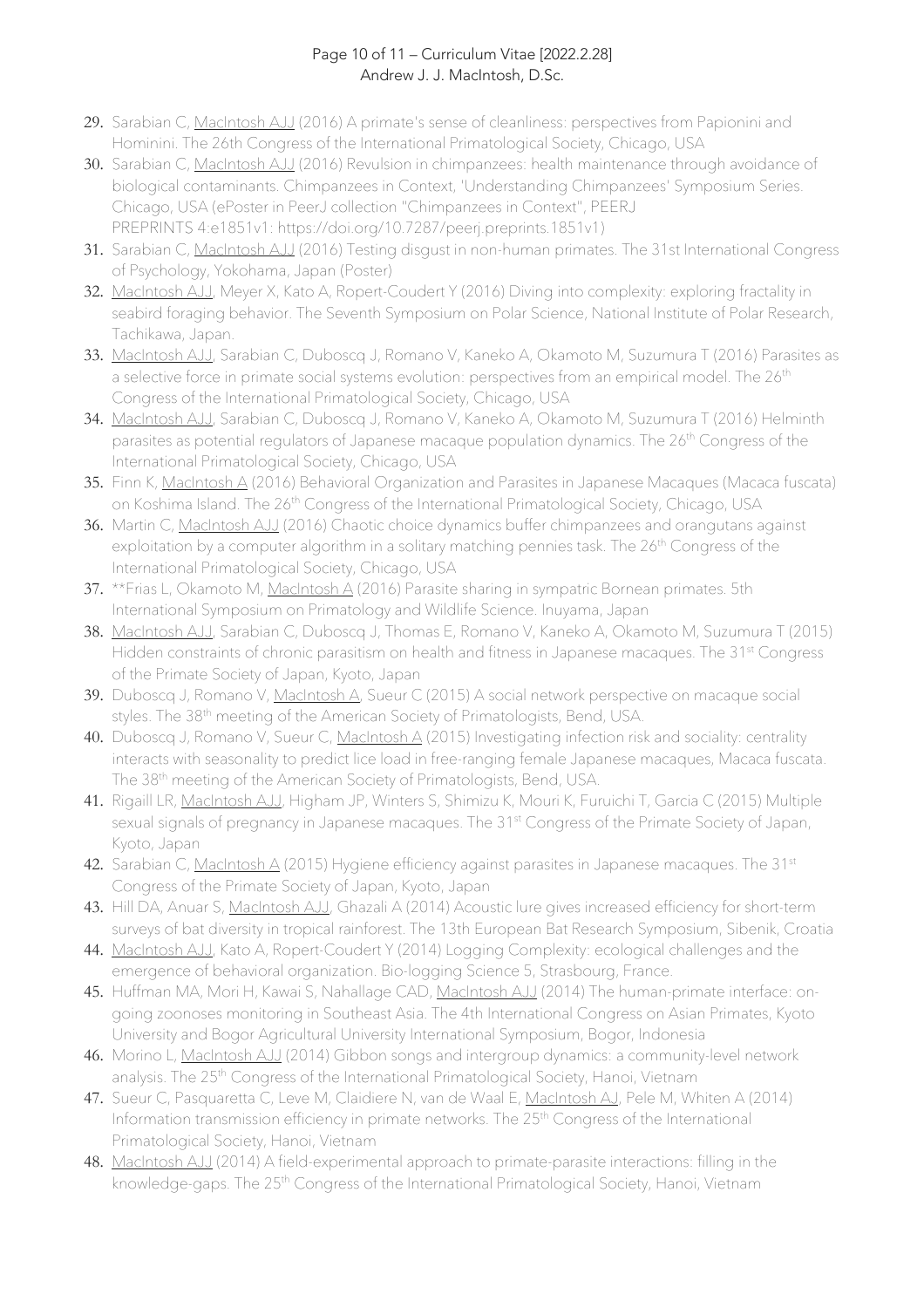29. Sarabian C, MacIntosh AJJ (2016) A primate's sense of cleanliness: perspectives from Papionini and Hominini. The 26th Congress of the International Primatological Society, Chicago, USA
30. Sarabian C, MacIntosh AJJ (2016) Revulsion in chimpanzees: health maintenance through avoidance of biological contaminants. Chimpanzees in Context, 'Understanding Chimpanzees' Symposium Series. Chicago, USA (ePoster in PeerJ collection "Chimpanzees in Context", PEERJ PREPRINTS 4:e1851v1: https://doi.org/10.7287/peerj.preprints.1851v1)
31. Sarabian C, MacIntosh AJJ (2016) Testing disgust in non-human primates. The 31st International Congress of Psychology, Yokohama, Japan (Poster)
32. MacIntosh AJJ, Meyer X, Kato A, Ropert-Coudert Y (2016) Diving into complexity: exploring fractality in seabird foraging behavior. The Seventh Symposium on Polar Science, National Institute of Polar Research, Tachikawa, Japan.
33. MacIntosh AJJ, Sarabian C, Duboscq J, Romano V, Kaneko A, Okamoto M, Suzumura T (2016) Parasites as a selective force in primate social systems evolution: perspectives from an empirical model. The 26th Congress of the International Primatological Society, Chicago, USA
34. MacIntosh AJJ, Sarabian C, Duboscq J, Romano V, Kaneko A, Okamoto M, Suzumura T (2016) Helminth parasites as potential regulators of Japanese macaque population dynamics. The 26th Congress of the International Primatological Society, Chicago, USA
35. Finn K, MacIntosh A (2016) Behavioral Organization and Parasites in Japanese Macaques (Macaca fuscata) on Koshima Island. The 26th Congress of the International Primatological Society, Chicago, USA
36. Martin C, MacIntosh AJJ (2016) Chaotic choice dynamics buffer chimpanzees and orangutans against exploitation by a computer algorithm in a solitary matching pennies task. The 26th Congress of the International Primatological Society, Chicago, USA
37. **Frias L, Okamoto M, MacIntosh A (2016) Parasite sharing in sympatric Bornean primates. 5th International Symposium on Primatology and Wildlife Science. Inuyama, Japan
38. MacIntosh AJJ, Sarabian C, Duboscq J, Thomas E, Romano V, Kaneko A, Okamoto M, Suzumura T (2015) Hidden constraints of chronic parasitism on health and fitness in Japanese macaques. The 31st Congress of the Primate Society of Japan, Kyoto, Japan
39. Duboscq J, Romano V, MacIntosh A, Sueur C (2015) A social network perspective on macaque social styles. The 38th meeting of the American Society of Primatologists, Bend, USA.
40. Duboscq J, Romano V, Sueur C, MacIntosh A (2015) Investigating infection risk and sociality: centrality interacts with seasonality to predict lice load in free-ranging female Japanese macaques, Macaca fuscata. The 38th meeting of the American Society of Primatologists, Bend, USA.
41. Rigaill LR, MacIntosh AJJ, Higham JP, Winters S, Shimizu K, Mouri K, Furuichi T, Garcia C (2015) Multiple sexual signals of pregnancy in Japanese macaques. The 31st Congress of the Primate Society of Japan, Kyoto, Japan
42. Sarabian C, MacIntosh A (2015) Hygiene efficiency against parasites in Japanese macaques. The 31st Congress of the Primate Society of Japan, Kyoto, Japan
43. Hill DA, Anuar S, MacIntosh AJJ, Ghazali A (2014) Acoustic lure gives increased efficiency for short-term surveys of bat diversity in tropical rainforest. The 13th European Bat Research Symposium, Sibenik, Croatia
44. MacIntosh AJJ, Kato A, Ropert-Coudert Y (2014) Logging Complexity: ecological challenges and the emergence of behavioral organization. Bio-logging Science 5, Strasbourg, France.
45. Huffman MA, Mori H, Kawai S, Nahallage CAD, MacIntosh AJJ (2014) The human-primate interface: on-going zoonoses monitoring in Southeast Asia. The 4th International Congress on Asian Primates, Kyoto University and Bogor Agricultural University International Symposium, Bogor, Indonesia
46. Morino L, MacIntosh AJJ (2014) Gibbon songs and intergroup dynamics: a community-level network analysis. The 25th Congress of the International Primatological Society, Hanoi, Vietnam
47. Sueur C, Pasquaretta C, Leve M, Claidiere N, van de Waal E, MacIntosh AJ, Pele M, Whiten A (2014) Information transmission efficiency in primate networks. The 25th Congress of the International Primatological Society, Hanoi, Vietnam
48. MacIntosh AJJ (2014) A field-experimental approach to primate-parasite interactions: filling in the knowledge-gaps. The 25th Congress of the International Primatological Society, Hanoi, Vietnam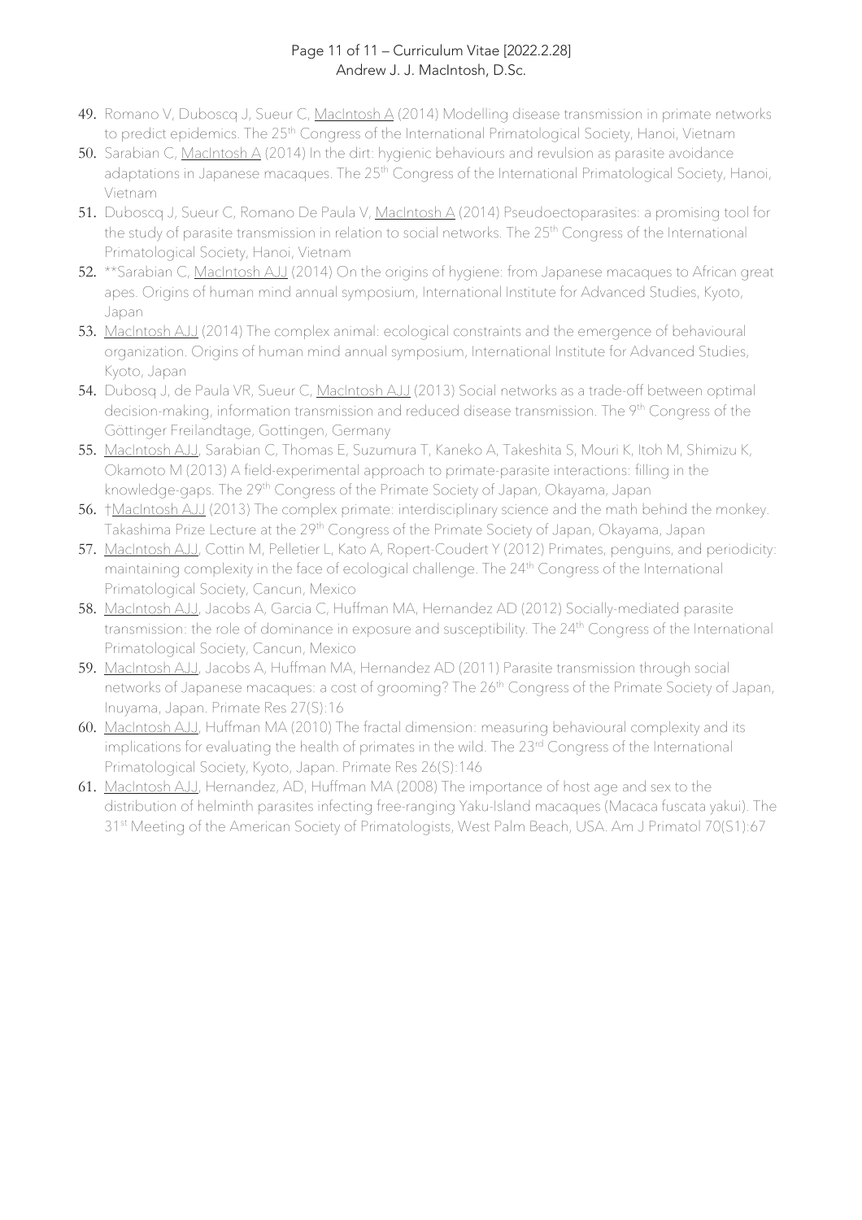49. Romano V, Duboscq J, Sueur C, MacIntosh A (2014) Modelling disease transmission in primate networks to predict epidemics. The 25th Congress of the International Primatological Society, Hanoi, Vietnam
50. Sarabian C, MacIntosh A (2014) In the dirt: hygienic behaviours and revulsion as parasite avoidance adaptations in Japanese macaques. The 25th Congress of the International Primatological Society, Hanoi, Vietnam
51. Duboscq J, Sueur C, Romano De Paula V, MacIntosh A (2014) Pseudoectoparasites: a promising tool for the study of parasite transmission in relation to social networks. The 25th Congress of the International Primatological Society, Hanoi, Vietnam
52. **Sarabian C, MacIntosh AJJ (2014) On the origins of hygiene: from Japanese macaques to African great apes. Origins of human mind annual symposium, International Institute for Advanced Studies, Kyoto, Japan
53. MacIntosh AJJ (2014) The complex animal: ecological constraints and the emergence of behavioural organization. Origins of human mind annual symposium, International Institute for Advanced Studies, Kyoto, Japan
54. Dubosq J, de Paula VR, Sueur C, MacIntosh AJJ (2013) Social networks as a trade-off between optimal decision-making, information transmission and reduced disease transmission. The 9th Congress of the Göttinger Freilandtage, Gottingen, Germany
55. MacIntosh AJJ, Sarabian C, Thomas E, Suzumura T, Kaneko A, Takeshita S, Mouri K, Itoh M, Shimizu K, Okamoto M (2013) A field-experimental approach to primate-parasite interactions: filling in the knowledge-gaps. The 29th Congress of the Primate Society of Japan, Okayama, Japan
56. †MacIntosh AJJ (2013) The complex primate: interdisciplinary science and the math behind the monkey. Takashima Prize Lecture at the 29th Congress of the Primate Society of Japan, Okayama, Japan
57. MacIntosh AJJ, Cottin M, Pelletier L, Kato A, Ropert-Coudert Y (2012) Primates, penguins, and periodicity: maintaining complexity in the face of ecological challenge. The 24th Congress of the International Primatological Society, Cancun, Mexico
58. MacIntosh AJJ, Jacobs A, Garcia C, Huffman MA, Hernandez AD (2012) Socially-mediated parasite transmission: the role of dominance in exposure and susceptibility. The 24th Congress of the International Primatological Society, Cancun, Mexico
59. MacIntosh AJJ, Jacobs A, Huffman MA, Hernandez AD (2011) Parasite transmission through social networks of Japanese macaques: a cost of grooming? The 26th Congress of the Primate Society of Japan, Inuyama, Japan. Primate Res 27(S):16
60. MacIntosh AJJ, Huffman MA (2010) The fractal dimension: measuring behavioural complexity and its implications for evaluating the health of primates in the wild. The 23rd Congress of the International Primatological Society, Kyoto, Japan. Primate Res 26(S):146
61. MacIntosh AJJ, Hernandez, AD, Huffman MA (2008) The importance of host age and sex to the distribution of helminth parasites infecting free-ranging Yaku-Island macaques (Macaca fuscata yakui). The 31st Meeting of the American Society of Primatologists, West Palm Beach, USA. Am J Primatol 70(S1):67